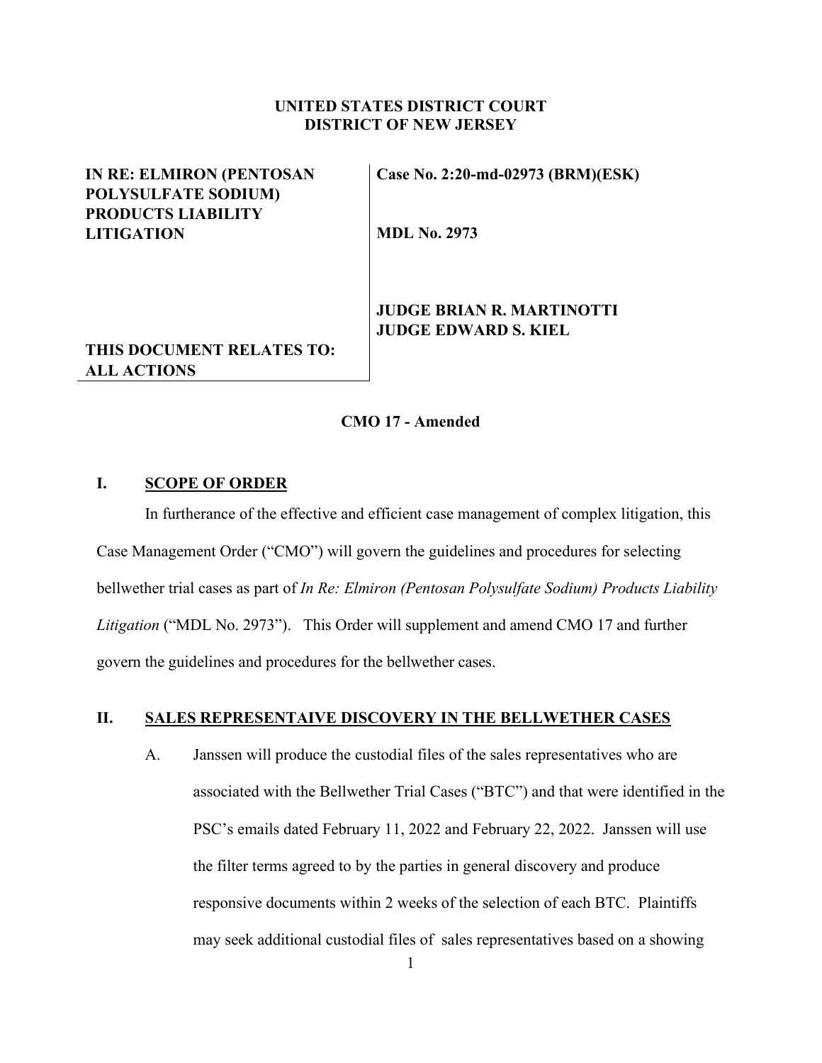**UNITED STATES DISTRICT COURT**
**DISTRICT OF NEW JERSEY**

| | |
|---|---|
| **IN RE: ELMIRON (PENTOSAN POLYSULFATE SODIUM) PRODUCTS LIABILITY LITIGATION** | **Case No. 2:20-md-02973 (BRM)(ESK)** |
| | **MDL No. 2973** |
| **THIS DOCUMENT RELATES TO: ALL ACTIONS** | **JUDGE BRIAN R. MARTINOTTI**<br>**JUDGE EDWARD S. KIEL** |

**CMO 17 - Amended**

## I. SCOPE OF ORDER

In furtherance of the effective and efficient case management of complex litigation, this Case Management Order ("CMO") will govern the guidelines and procedures for selecting bellwether trial cases as part of *In Re: Elmiron (Pentosan Polysulfate Sodium) Products Liability Litigation* ("MDL No. 2973"). This Order will supplement and amend CMO 17 and further govern the guidelines and procedures for the bellwether cases.

## II. SALES REPRESENTAIVE DISCOVERY IN THE BELLWETHER CASES

A. Janssen will produce the custodial files of the sales representatives who are associated with the Bellwether Trial Cases ("BTC") and that were identified in the PSC's emails dated February 11, 2022 and February 22, 2022. Janssen will use the filter terms agreed to by the parties in general discovery and produce responsive documents within 2 weeks of the selection of each BTC. Plaintiffs may seek additional custodial files of sales representatives based on a showing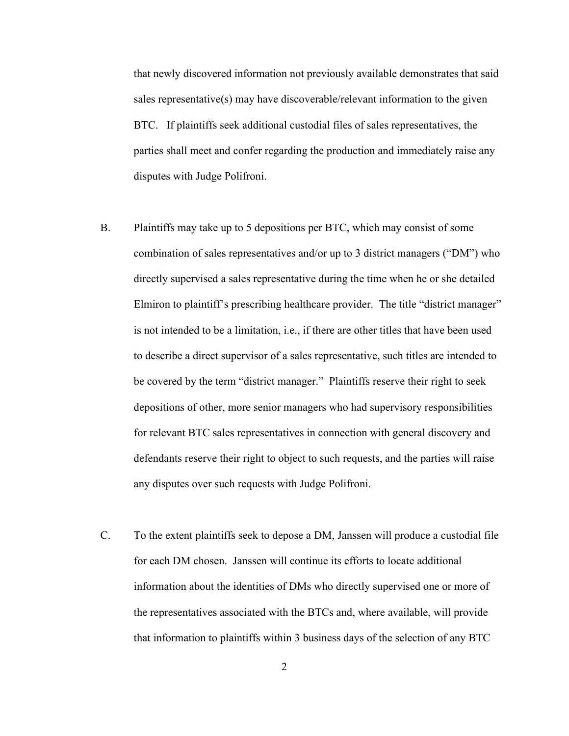that newly discovered information not previously available demonstrates that said sales representative(s) may have discoverable/relevant information to the given BTC. If plaintiffs seek additional custodial files of sales representatives, the parties shall meet and confer regarding the production and immediately raise any disputes with Judge Polifroni.

B. Plaintiffs may take up to 5 depositions per BTC, which may consist of some combination of sales representatives and/or up to 3 district managers ("DM") who directly supervised a sales representative during the time when he or she detailed Elmiron to plaintiff's prescribing healthcare provider. The title "district manager" is not intended to be a limitation, i.e., if there are other titles that have been used to describe a direct supervisor of a sales representative, such titles are intended to be covered by the term "district manager." Plaintiffs reserve their right to seek depositions of other, more senior managers who had supervisory responsibilities for relevant BTC sales representatives in connection with general discovery and defendants reserve their right to object to such requests, and the parties will raise any disputes over such requests with Judge Polifroni.

C. To the extent plaintiffs seek to depose a DM, Janssen will produce a custodial file for each DM chosen. Janssen will continue its efforts to locate additional information about the identities of DMs who directly supervised one or more of the representatives associated with the BTCs and, where available, will provide that information to plaintiffs within 3 business days of the selection of any BTC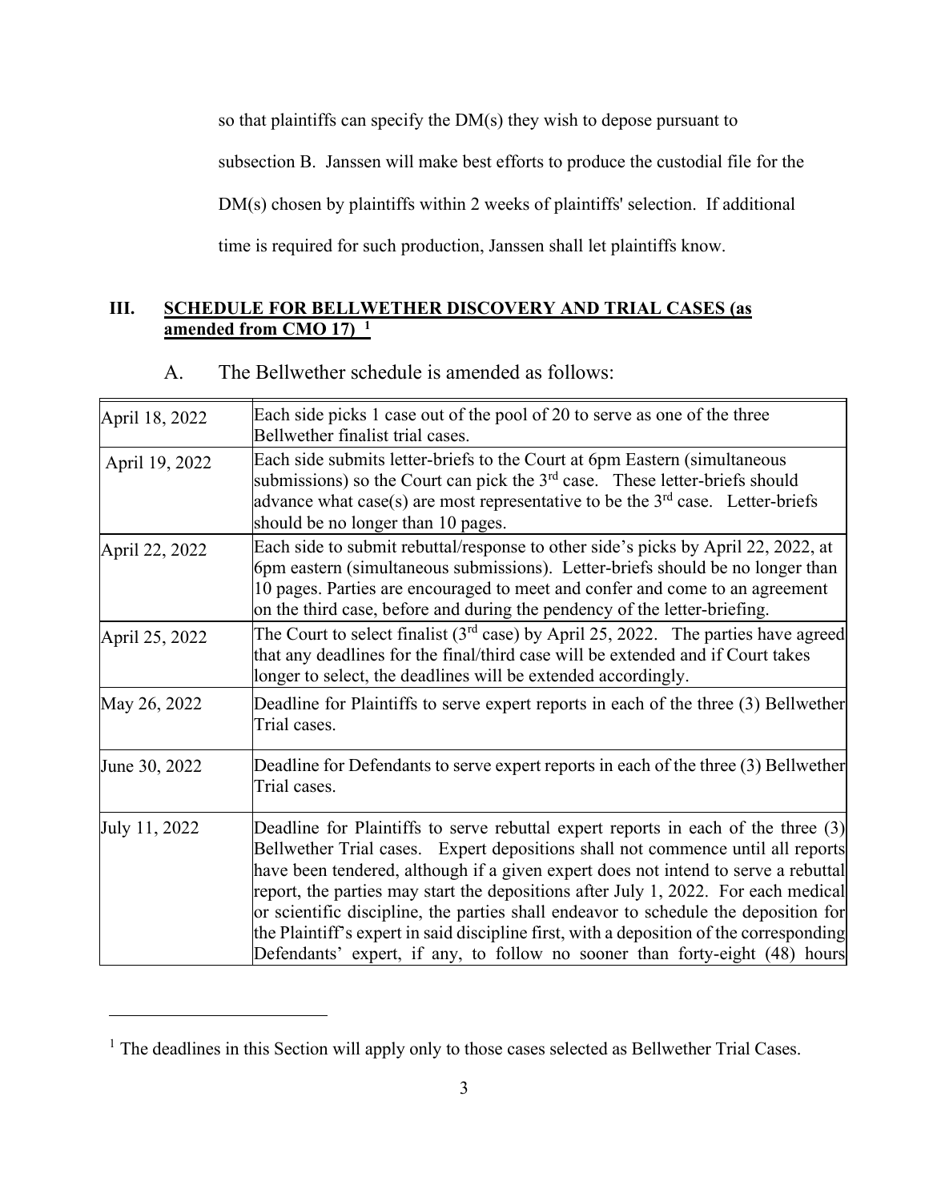so that plaintiffs can specify the DM(s) they wish to depose pursuant to subsection B. Janssen will make best efforts to produce the custodial file for the DM(s) chosen by plaintiffs within 2 weeks of plaintiffs' selection. If additional time is required for such production, Janssen shall let plaintiffs know.

## III. SCHEDULE FOR BELLWETHER DISCOVERY AND TRIAL CASES (as amended from CMO 17) [1]

A. The Bellwether schedule is amended as follows:

| | |
|---|---|
| April 18, 2022 | Each side picks 1 case out of the pool of 20 to serve as one of the three Bellwether finalist trial cases. |
| April 19, 2022 | Each side submits letter-briefs to the Court at 6pm Eastern (simultaneous submissions) so the Court can pick the 3rd case. These letter-briefs should advance what case(s) are most representative to be the 3rd case. Letter-briefs should be no longer than 10 pages. |
| April 22, 2022 | Each side to submit rebuttal/response to other side's picks by April 22, 2022, at 6pm eastern (simultaneous submissions). Letter-briefs should be no longer than 10 pages. Parties are encouraged to meet and confer and come to an agreement on the third case, before and during the pendency of the letter-briefing. |
| April 25, 2022 | The Court to select finalist (3rd case) by April 25, 2022. The parties have agreed that any deadlines for the final/third case will be extended and if Court takes longer to select, the deadlines will be extended accordingly. |
| May 26, 2022 | Deadline for Plaintiffs to serve expert reports in each of the three (3) Bellwether Trial cases. |
| June 30, 2022 | Deadline for Defendants to serve expert reports in each of the three (3) Bellwether Trial cases. |
| July 11, 2022 | Deadline for Plaintiffs to serve rebuttal expert reports in each of the three (3) Bellwether Trial cases. Expert depositions shall not commence until all reports have been tendered, although if a given expert does not intend to serve a rebuttal report, the parties may start the depositions after July 1, 2022. For each medical or scientific discipline, the parties shall endeavor to schedule the deposition for the Plaintiff's expert in said discipline first, with a deposition of the corresponding Defendants' expert, if any, to follow no sooner than forty-eight (48) hours |

[1] The deadlines in this Section will apply only to those cases selected as Bellwether Trial Cases.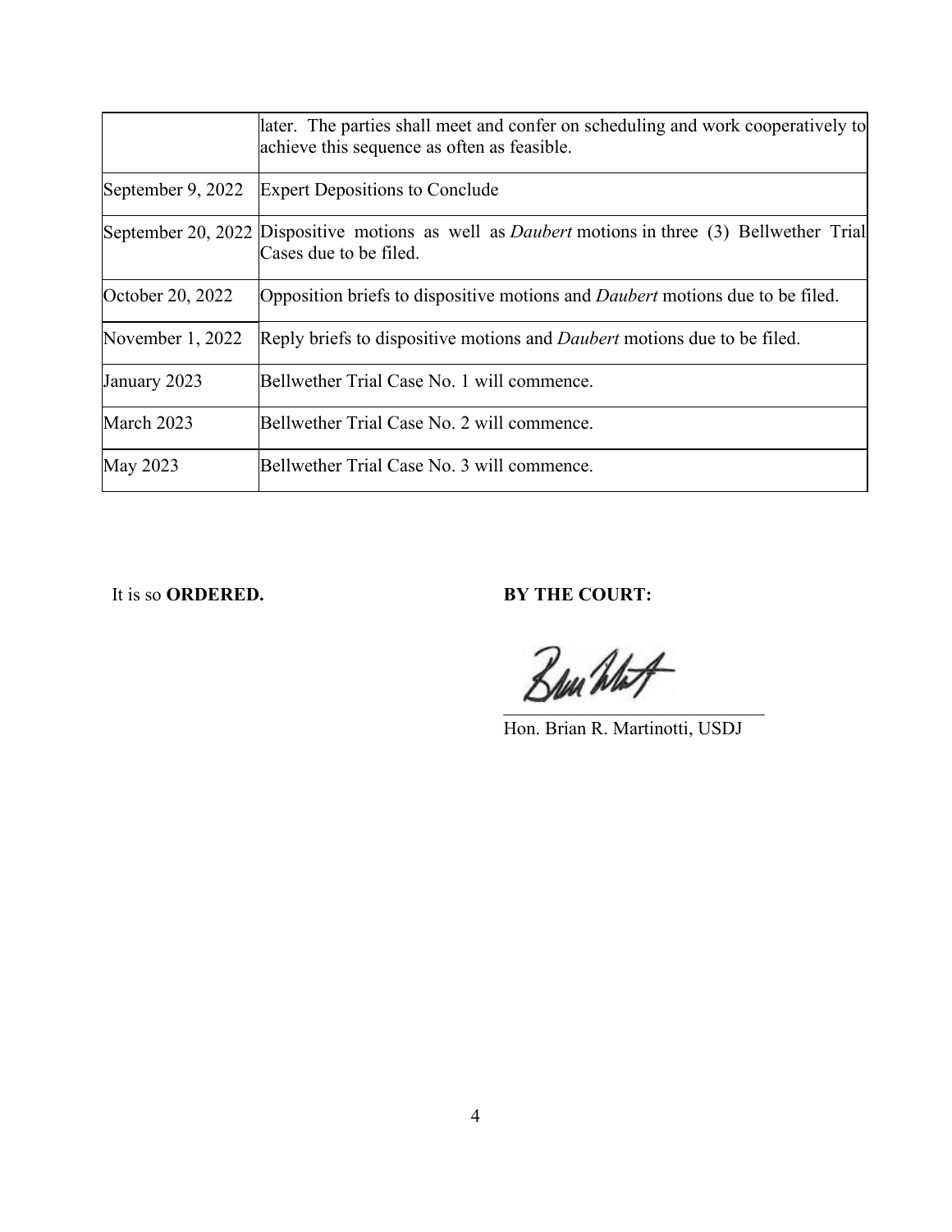| | |
|---|---|
| | later. The parties shall meet and confer on scheduling and work cooperatively to achieve this sequence as often as feasible. |
| September 9, 2022 | Expert Depositions to Conclude |
| September 20, 2022 | Dispositive motions as well as *Daubert* motions in three (3) Bellwether Trial Cases due to be filed. |
| October 20, 2022 | Opposition briefs to dispositive motions and *Daubert* motions due to be filed. |
| November 1, 2022 | Reply briefs to dispositive motions and *Daubert* motions due to be filed. |
| January 2023 | Bellwether Trial Case No. 1 will commence. |
| March 2023 | Bellwether Trial Case No. 2 will commence. |
| May 2023 | Bellwether Trial Case No. 3 will commence. |

It is so **ORDERED.**

**BY THE COURT:**

Hon. Brian R. Martinotti, USDJ